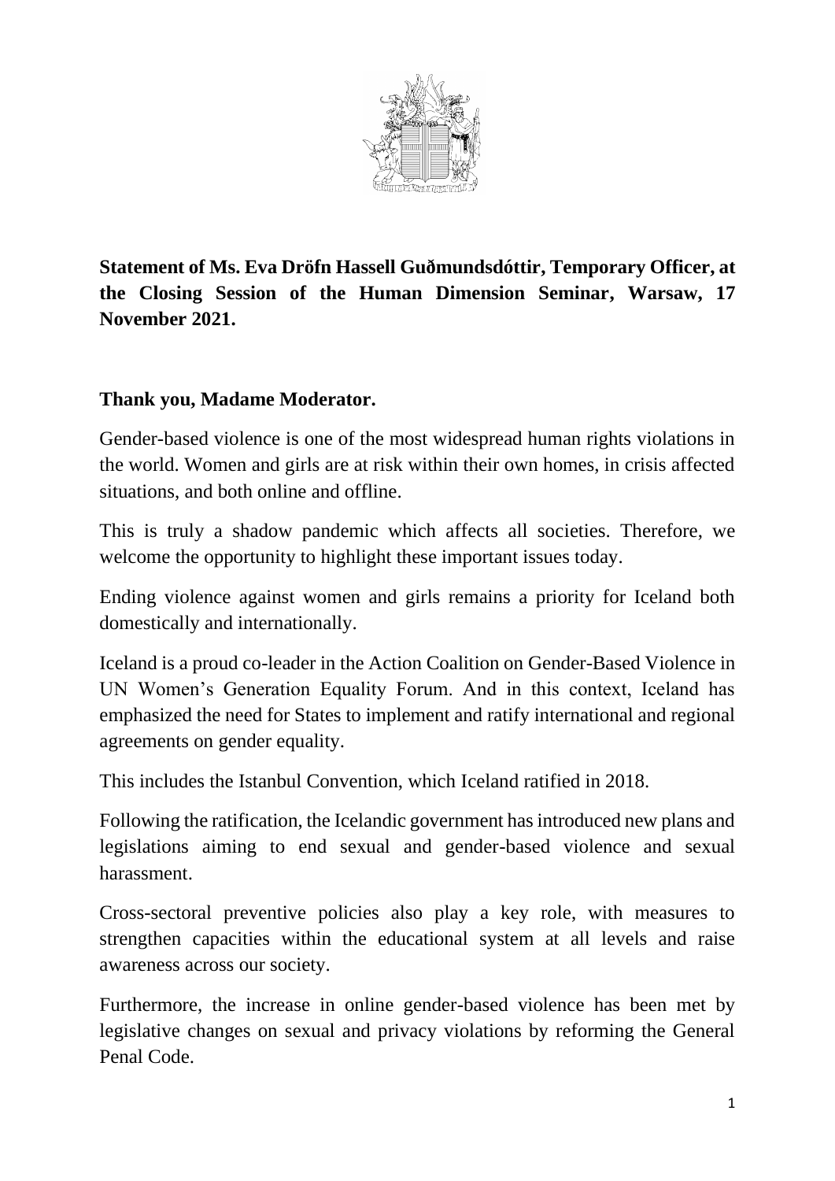**Statement of Ms. Eva Dröfn Hassell Guðmundsdóttir, Temporary Officer, at the Closing Session of the Human Dimension Seminar, Warsaw, 17 November 2021.**

**Thank you, Madame Moderator.**

Gender-based violence is one of the most widespread human rights violations in the world. Women and girls are at risk within their own homes, in crisis affected situations, and both online and offline.

This is truly a shadow pandemic which affects all societies. Therefore, we welcome the opportunity to highlight these important issues today.

Ending violence against women and girls remains a priority for Iceland both domestically and internationally.

Iceland is a proud co-leader in the Action Coalition on Gender-Based Violence in UN Women's Generation Equality Forum. And in this context, Iceland has emphasized the need for States to implement and ratify international and regional agreements on gender equality.

This includes the Istanbul Convention, which Iceland ratified in 2018.

Following the ratification, the Icelandic government has introduced new plans and legislations aiming to end sexual and gender-based violence and sexual harassment.

Cross-sectoral preventive policies also play a key role, with measures to strengthen capacities within the educational system at all levels and raise awareness across our society.

Furthermore, the increase in online gender-based violence has been met by legislative changes on sexual and privacy violations by reforming the General Penal Code.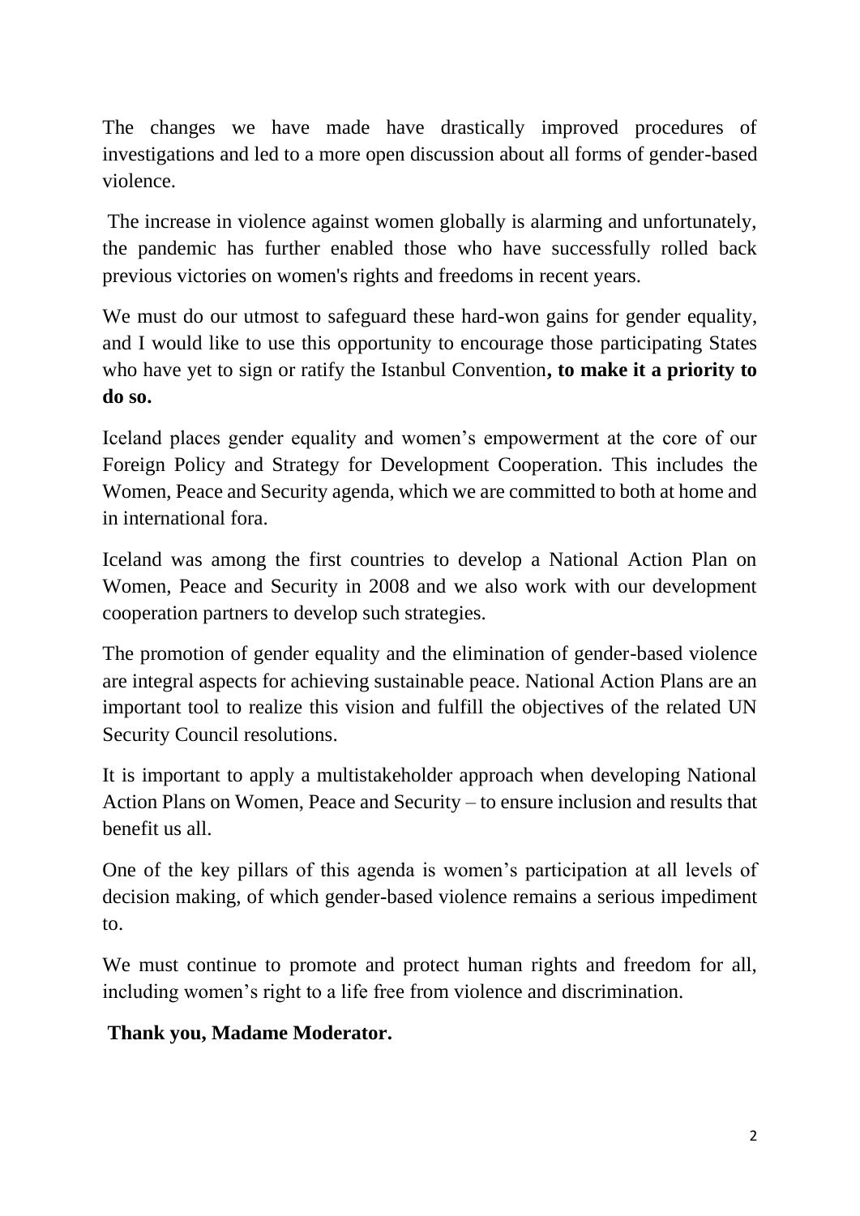The changes we have made have drastically improved procedures of investigations and led to a more open discussion about all forms of gender-based violence.

The increase in violence against women globally is alarming and unfortunately, the pandemic has further enabled those who have successfully rolled back previous victories on women's rights and freedoms in recent years.

We must do our utmost to safeguard these hard-won gains for gender equality, and I would like to use this opportunity to encourage those participating States who have yet to sign or ratify the Istanbul Convention**, to make it a priority to do so.**

Iceland places gender equality and women's empowerment at the core of our Foreign Policy and Strategy for Development Cooperation. This includes the Women, Peace and Security agenda, which we are committed to both at home and in international fora.

Iceland was among the first countries to develop a National Action Plan on Women, Peace and Security in 2008 and we also work with our development cooperation partners to develop such strategies.

The promotion of gender equality and the elimination of gender-based violence are integral aspects for achieving sustainable peace. National Action Plans are an important tool to realize this vision and fulfill the objectives of the related UN Security Council resolutions.

It is important to apply a multistakeholder approach when developing National Action Plans on Women, Peace and Security – to ensure inclusion and results that benefit us all.

One of the key pillars of this agenda is women's participation at all levels of decision making, of which gender-based violence remains a serious impediment to.

We must continue to promote and protect human rights and freedom for all, including women's right to a life free from violence and discrimination.

**Thank you, Madame Moderator.**